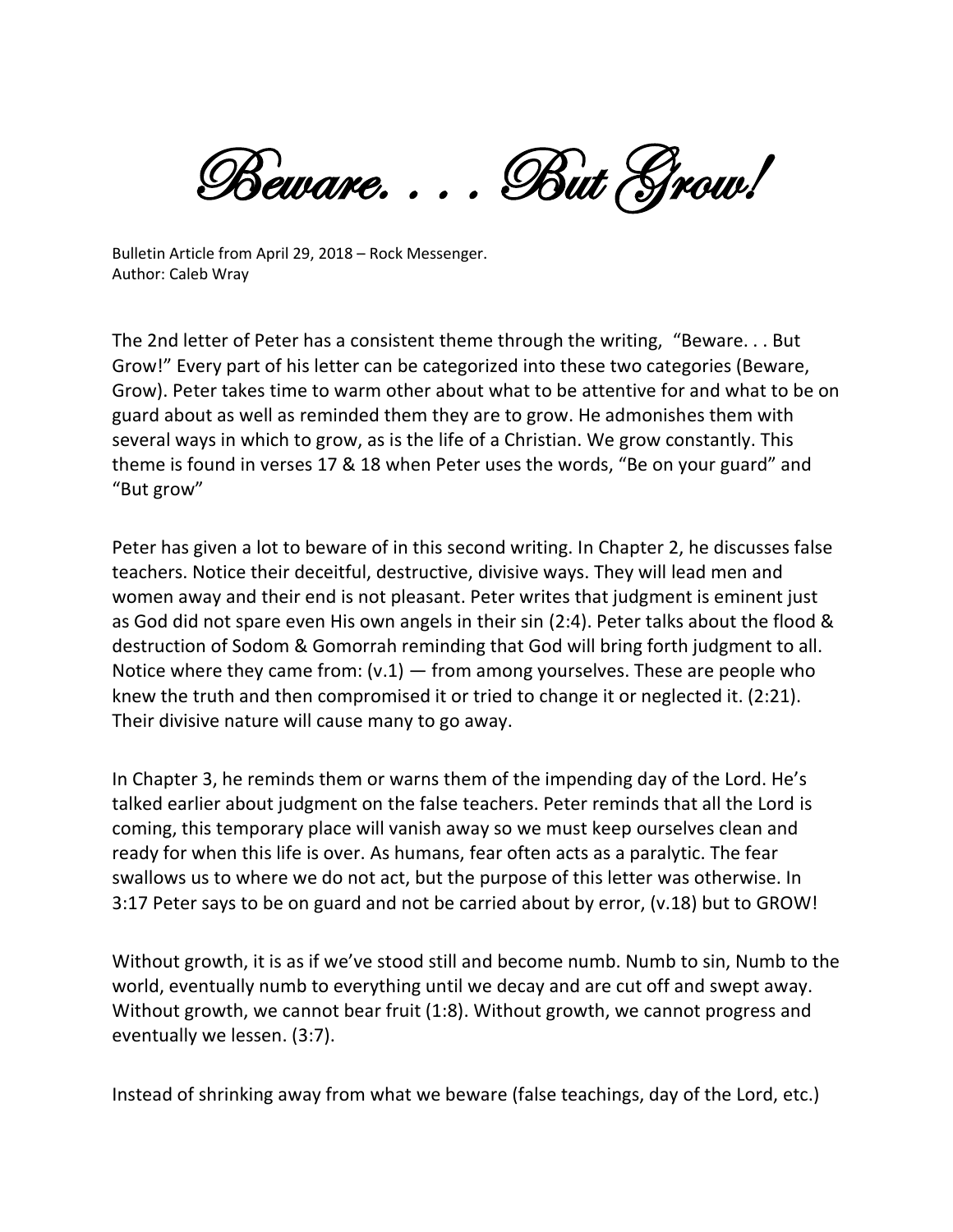# Beware. . . But Grow!

Bulletin Article from April 29, 2018 – Rock Messenger.
Author: Caleb Wray

The 2nd letter of Peter has a consistent theme through the writing, "Beware. . . But Grow!" Every part of his letter can be categorized into these two categories (Beware, Grow). Peter takes time to warm other about what to be attentive for and what to be on guard about as well as reminded them they are to grow. He admonishes them with several ways in which to grow, as is the life of a Christian. We grow constantly. This theme is found in verses 17 & 18 when Peter uses the words, "Be on your guard" and "But grow"

Peter has given a lot to beware of in this second writing. In Chapter 2, he discusses false teachers. Notice their deceitful, destructive, divisive ways. They will lead men and women away and their end is not pleasant. Peter writes that judgment is eminent just as God did not spare even His own angels in their sin (2:4). Peter talks about the flood & destruction of Sodom & Gomorrah reminding that God will bring forth judgment to all. Notice where they came from: (v.1) — from among yourselves. These are people who knew the truth and then compromised it or tried to change it or neglected it. (2:21). Their divisive nature will cause many to go away.

In Chapter 3, he reminds them or warns them of the impending day of the Lord. He's talked earlier about judgment on the false teachers. Peter reminds that all the Lord is coming, this temporary place will vanish away so we must keep ourselves clean and ready for when this life is over. As humans, fear often acts as a paralytic. The fear swallows us to where we do not act, but the purpose of this letter was otherwise. In 3:17 Peter says to be on guard and not be carried about by error, (v.18) but to GROW!

Without growth, it is as if we've stood still and become numb. Numb to sin, Numb to the world, eventually numb to everything until we decay and are cut off and swept away. Without growth, we cannot bear fruit (1:8). Without growth, we cannot progress and eventually we lessen. (3:7).

Instead of shrinking away from what we beware (false teachings, day of the Lord, etc.)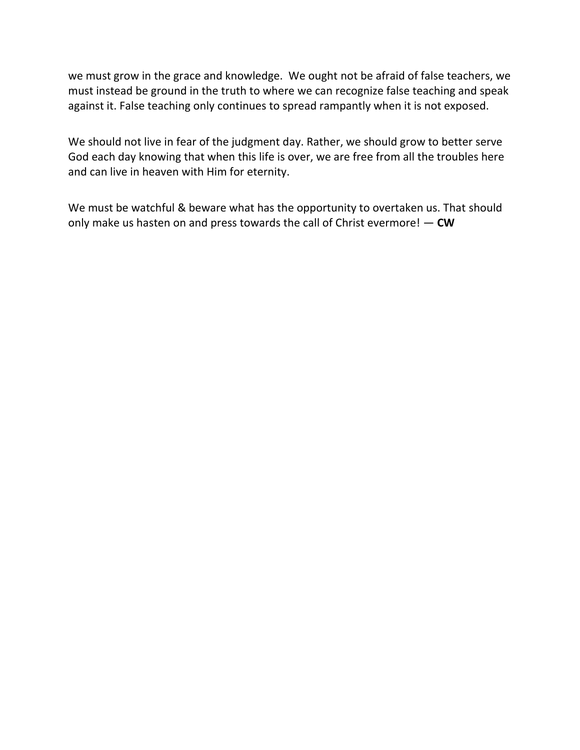we must grow in the grace and knowledge. We ought not be afraid of false teachers, we must instead be ground in the truth to where we can recognize false teaching and speak against it. False teaching only continues to spread rampantly when it is not exposed.

We should not live in fear of the judgment day. Rather, we should grow to better serve God each day knowing that when this life is over, we are free from all the troubles here and can live in heaven with Him for eternity.

We must be watchful & beware what has the opportunity to overtaken us. That should only make us hasten on and press towards the call of Christ evermore! — **CW**